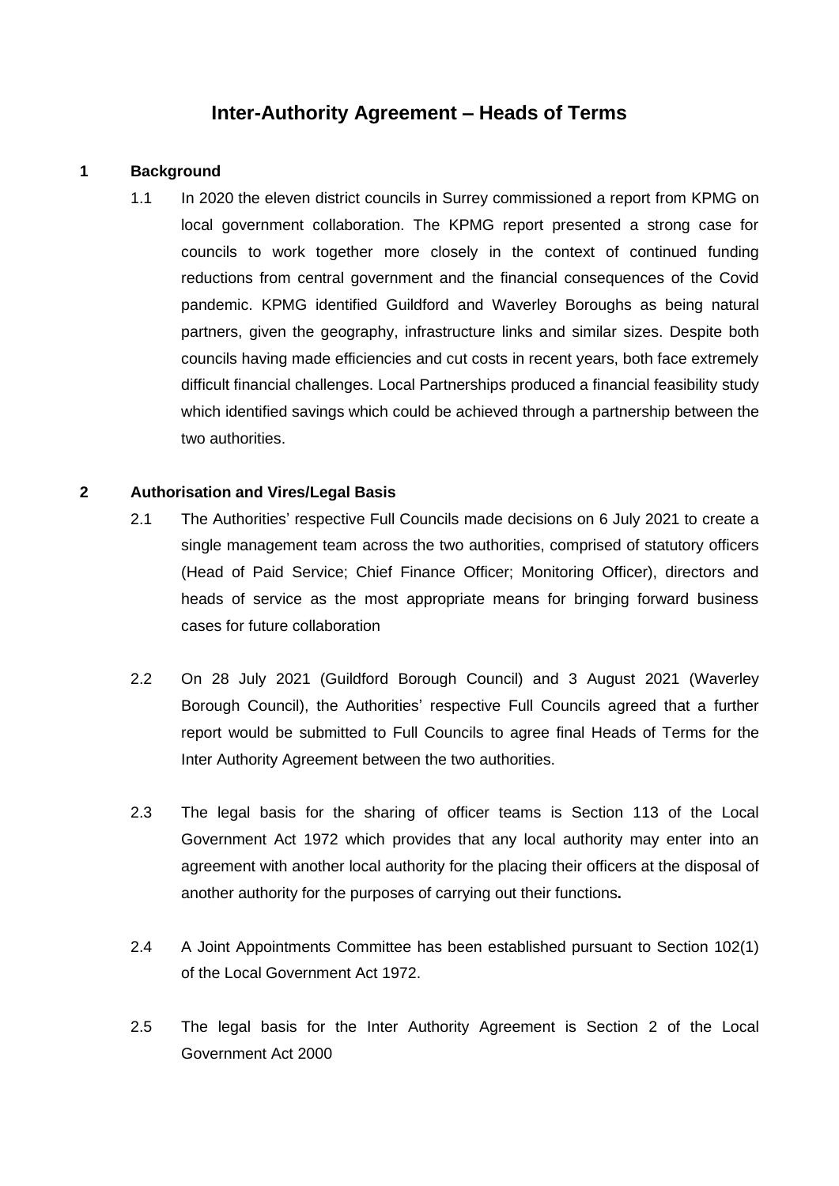# Inter-Authority Agreement – Heads of Terms

## 1 Background

1.1 In 2020 the eleven district councils in Surrey commissioned a report from KPMG on local government collaboration. The KPMG report presented a strong case for councils to work together more closely in the context of continued funding reductions from central government and the financial consequences of the Covid pandemic. KPMG identified Guildford and Waverley Boroughs as being natural partners, given the geography, infrastructure links and similar sizes. Despite both councils having made efficiencies and cut costs in recent years, both face extremely difficult financial challenges. Local Partnerships produced a financial feasibility study which identified savings which could be achieved through a partnership between the two authorities.

## 2 Authorisation and Vires/Legal Basis

2.1 The Authorities' respective Full Councils made decisions on 6 July 2021 to create a single management team across the two authorities, comprised of statutory officers (Head of Paid Service; Chief Finance Officer; Monitoring Officer), directors and heads of service as the most appropriate means for bringing forward business cases for future collaboration

2.2 On 28 July 2021 (Guildford Borough Council) and 3 August 2021 (Waverley Borough Council), the Authorities' respective Full Councils agreed that a further report would be submitted to Full Councils to agree final Heads of Terms for the Inter Authority Agreement between the two authorities.

2.3 The legal basis for the sharing of officer teams is Section 113 of the Local Government Act 1972 which provides that any local authority may enter into an agreement with another local authority for the placing their officers at the disposal of another authority for the purposes of carrying out their functions**.**

2.4 A Joint Appointments Committee has been established pursuant to Section 102(1) of the Local Government Act 1972.

2.5 The legal basis for the Inter Authority Agreement is Section 2 of the Local Government Act 2000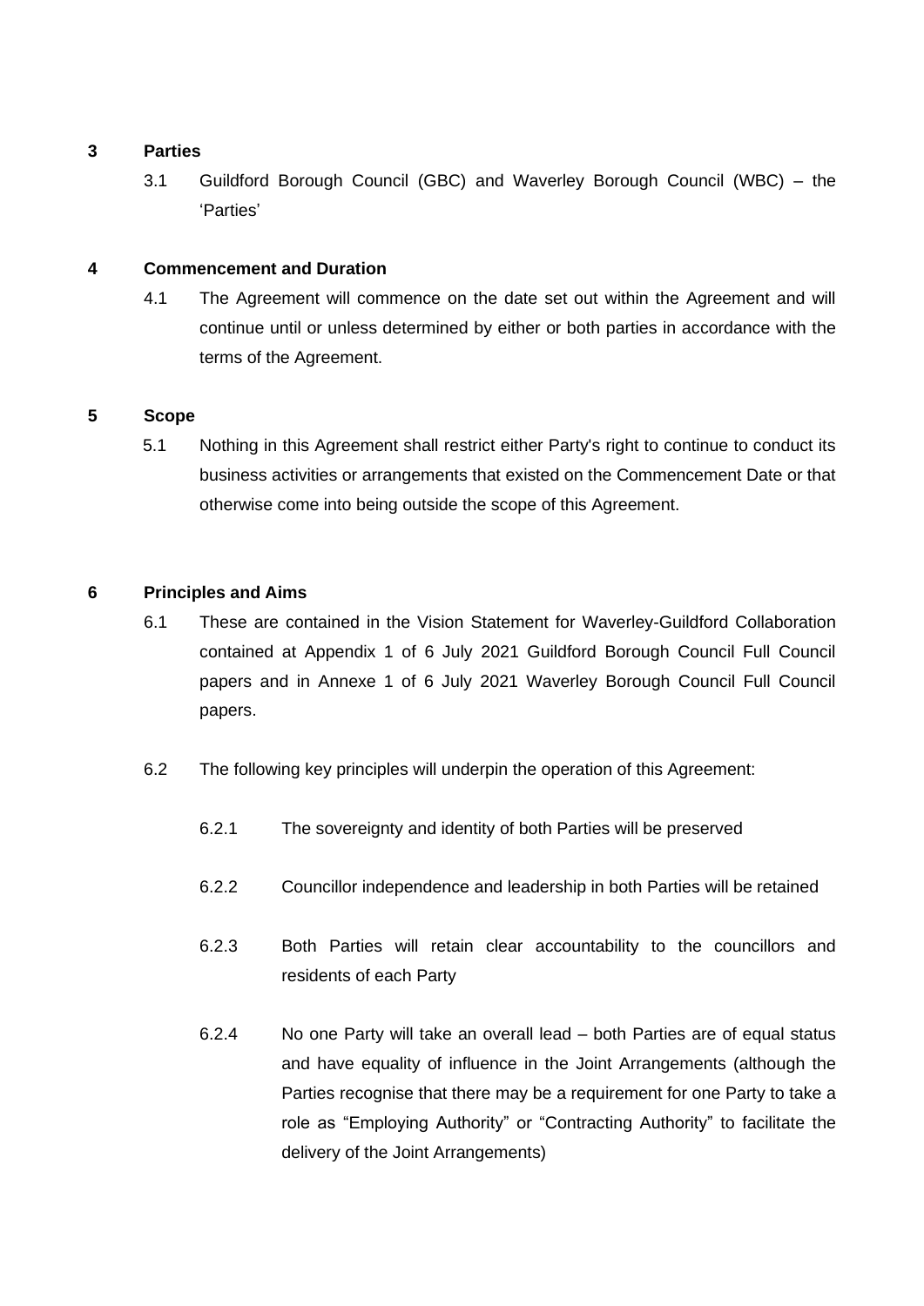## 3 Parties

3.1 Guildford Borough Council (GBC) and Waverley Borough Council (WBC) – the 'Parties'

## 4 Commencement and Duration

4.1 The Agreement will commence on the date set out within the Agreement and will continue until or unless determined by either or both parties in accordance with the terms of the Agreement.

## 5 Scope

5.1 Nothing in this Agreement shall restrict either Party's right to continue to conduct its business activities or arrangements that existed on the Commencement Date or that otherwise come into being outside the scope of this Agreement.

## 6 Principles and Aims

6.1 These are contained in the Vision Statement for Waverley-Guildford Collaboration contained at Appendix 1 of 6 July 2021 Guildford Borough Council Full Council papers and in Annexe 1 of 6 July 2021 Waverley Borough Council Full Council papers.

6.2 The following key principles will underpin the operation of this Agreement:

6.2.1 The sovereignty and identity of both Parties will be preserved

6.2.2 Councillor independence and leadership in both Parties will be retained

6.2.3 Both Parties will retain clear accountability to the councillors and residents of each Party

6.2.4 No one Party will take an overall lead – both Parties are of equal status and have equality of influence in the Joint Arrangements (although the Parties recognise that there may be a requirement for one Party to take a role as "Employing Authority" or "Contracting Authority" to facilitate the delivery of the Joint Arrangements)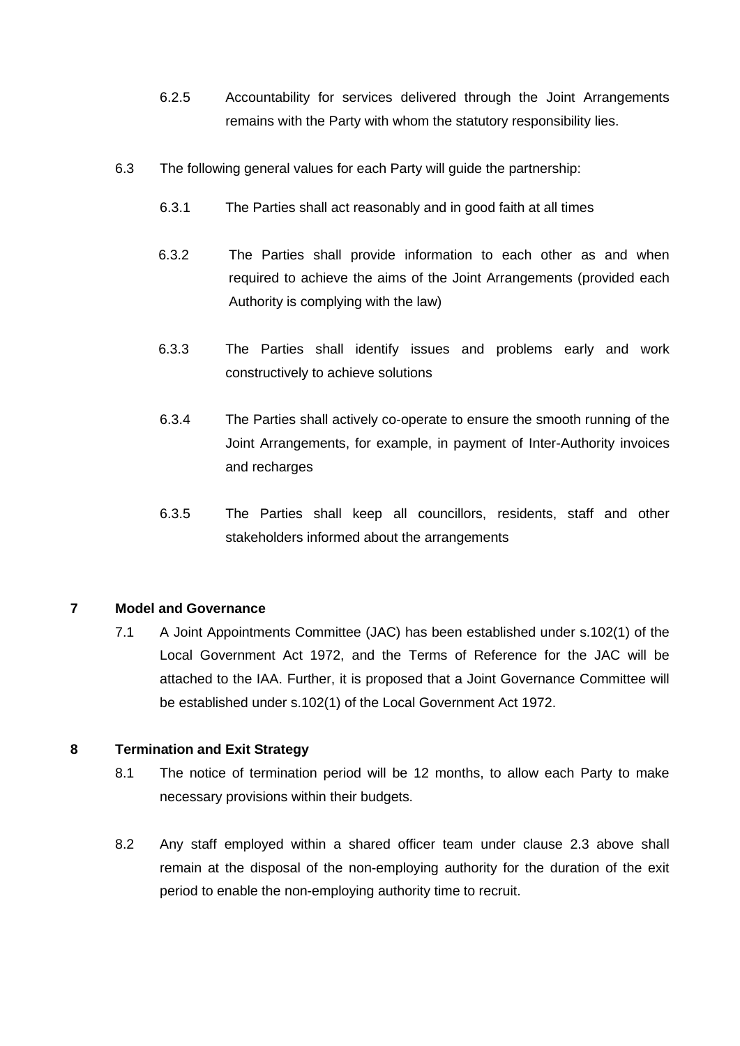6.2.5 Accountability for services delivered through the Joint Arrangements remains with the Party with whom the statutory responsibility lies.

6.3 The following general values for each Party will guide the partnership:

6.3.1 The Parties shall act reasonably and in good faith at all times

6.3.2 The Parties shall provide information to each other as and when required to achieve the aims of the Joint Arrangements (provided each Authority is complying with the law)

6.3.3 The Parties shall identify issues and problems early and work constructively to achieve solutions

6.3.4 The Parties shall actively co-operate to ensure the smooth running of the Joint Arrangements, for example, in payment of Inter-Authority invoices and recharges

6.3.5 The Parties shall keep all councillors, residents, staff and other stakeholders informed about the arrangements

## 7 Model and Governance

7.1 A Joint Appointments Committee (JAC) has been established under s.102(1) of the Local Government Act 1972, and the Terms of Reference for the JAC will be attached to the IAA. Further, it is proposed that a Joint Governance Committee will be established under s.102(1) of the Local Government Act 1972.

## 8 Termination and Exit Strategy

8.1 The notice of termination period will be 12 months, to allow each Party to make necessary provisions within their budgets.

8.2 Any staff employed within a shared officer team under clause 2.3 above shall remain at the disposal of the non-employing authority for the duration of the exit period to enable the non-employing authority time to recruit.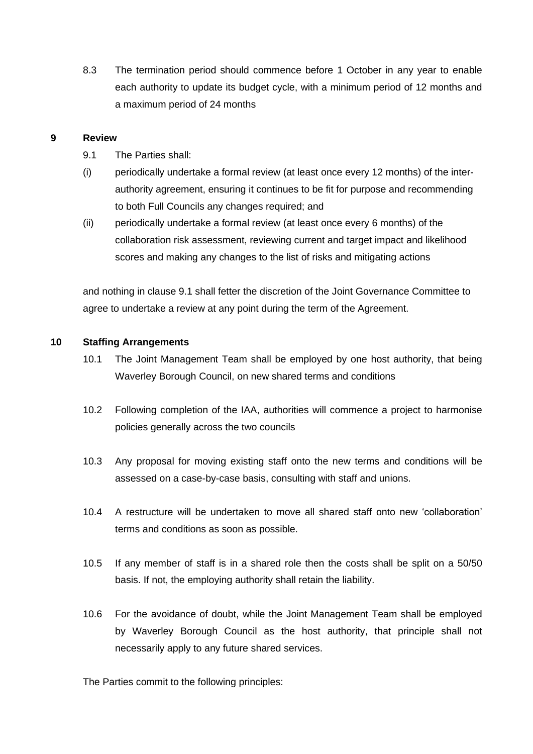8.3 The termination period should commence before 1 October in any year to enable each authority to update its budget cycle, with a minimum period of 12 months and a maximum period of 24 months

## 9 Review

9.1 The Parties shall:

(i) periodically undertake a formal review (at least once every 12 months) of the inter-authority agreement, ensuring it continues to be fit for purpose and recommending to both Full Councils any changes required; and

(ii) periodically undertake a formal review (at least once every 6 months) of the collaboration risk assessment, reviewing current and target impact and likelihood scores and making any changes to the list of risks and mitigating actions

and nothing in clause 9.1 shall fetter the discretion of the Joint Governance Committee to agree to undertake a review at any point during the term of the Agreement.

## 10 Staffing Arrangements

10.1 The Joint Management Team shall be employed by one host authority, that being Waverley Borough Council, on new shared terms and conditions

10.2 Following completion of the IAA, authorities will commence a project to harmonise policies generally across the two councils

10.3 Any proposal for moving existing staff onto the new terms and conditions will be assessed on a case-by-case basis, consulting with staff and unions.

10.4 A restructure will be undertaken to move all shared staff onto new 'collaboration' terms and conditions as soon as possible.

10.5 If any member of staff is in a shared role then the costs shall be split on a 50/50 basis. If not, the employing authority shall retain the liability.

10.6 For the avoidance of doubt, while the Joint Management Team shall be employed by Waverley Borough Council as the host authority, that principle shall not necessarily apply to any future shared services.

The Parties commit to the following principles: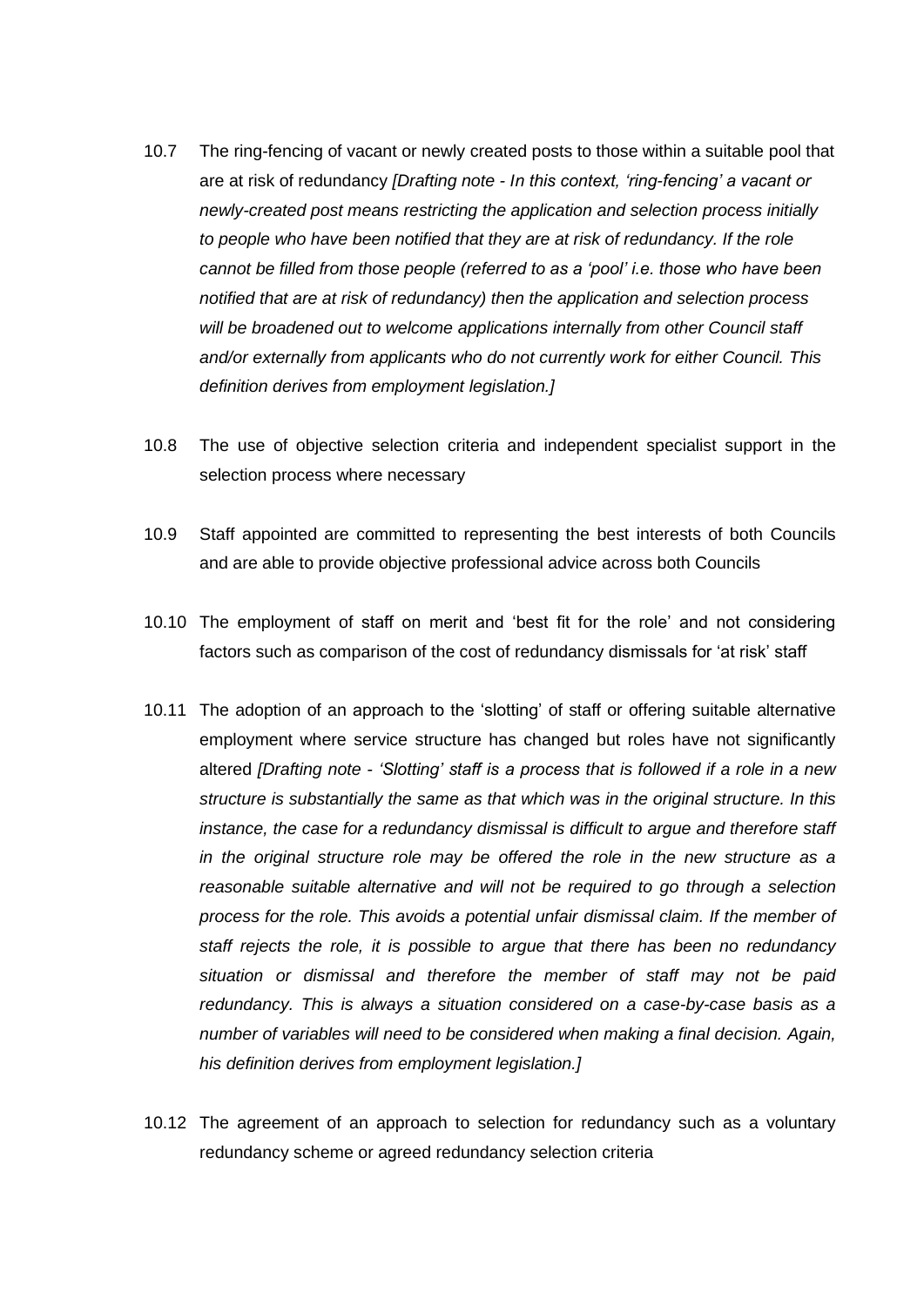10.7 The ring-fencing of vacant or newly created posts to those within a suitable pool that are at risk of redundancy *[Drafting note - In this context, 'ring-fencing' a vacant or newly-created post means restricting the application and selection process initially to people who have been notified that they are at risk of redundancy. If the role cannot be filled from those people (referred to as a 'pool' i.e. those who have been notified that are at risk of redundancy) then the application and selection process will be broadened out to welcome applications internally from other Council staff and/or externally from applicants who do not currently work for either Council. This definition derives from employment legislation.]*

10.8 The use of objective selection criteria and independent specialist support in the selection process where necessary

10.9 Staff appointed are committed to representing the best interests of both Councils and are able to provide objective professional advice across both Councils

10.10 The employment of staff on merit and 'best fit for the role' and not considering factors such as comparison of the cost of redundancy dismissals for 'at risk' staff

10.11 The adoption of an approach to the 'slotting' of staff or offering suitable alternative employment where service structure has changed but roles have not significantly altered *[Drafting note - 'Slotting' staff is a process that is followed if a role in a new structure is substantially the same as that which was in the original structure. In this instance, the case for a redundancy dismissal is difficult to argue and therefore staff in the original structure role may be offered the role in the new structure as a reasonable suitable alternative and will not be required to go through a selection process for the role. This avoids a potential unfair dismissal claim. If the member of staff rejects the role, it is possible to argue that there has been no redundancy situation or dismissal and therefore the member of staff may not be paid redundancy. This is always a situation considered on a case-by-case basis as a number of variables will need to be considered when making a final decision. Again, his definition derives from employment legislation.]*

10.12 The agreement of an approach to selection for redundancy such as a voluntary redundancy scheme or agreed redundancy selection criteria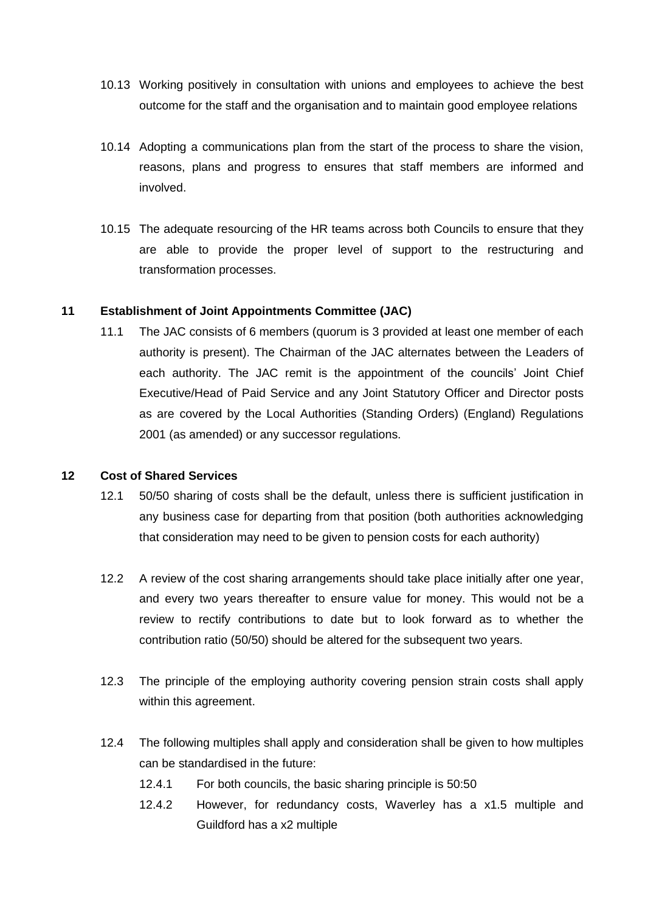10.13 Working positively in consultation with unions and employees to achieve the best outcome for the staff and the organisation and to maintain good employee relations

10.14 Adopting a communications plan from the start of the process to share the vision, reasons, plans and progress to ensures that staff members are informed and involved.

10.15 The adequate resourcing of the HR teams across both Councils to ensure that they are able to provide the proper level of support to the restructuring and transformation processes.

## 11 Establishment of Joint Appointments Committee (JAC)

11.1 The JAC consists of 6 members (quorum is 3 provided at least one member of each authority is present). The Chairman of the JAC alternates between the Leaders of each authority. The JAC remit is the appointment of the councils' Joint Chief Executive/Head of Paid Service and any Joint Statutory Officer and Director posts as are covered by the Local Authorities (Standing Orders) (England) Regulations 2001 (as amended) or any successor regulations.

## 12 Cost of Shared Services

12.1 50/50 sharing of costs shall be the default, unless there is sufficient justification in any business case for departing from that position (both authorities acknowledging that consideration may need to be given to pension costs for each authority)

12.2 A review of the cost sharing arrangements should take place initially after one year, and every two years thereafter to ensure value for money. This would not be a review to rectify contributions to date but to look forward as to whether the contribution ratio (50/50) should be altered for the subsequent two years.

12.3 The principle of the employing authority covering pension strain costs shall apply within this agreement.

12.4 The following multiples shall apply and consideration shall be given to how multiples can be standardised in the future:

12.4.1 For both councils, the basic sharing principle is 50:50

12.4.2 However, for redundancy costs, Waverley has a x1.5 multiple and Guildford has a x2 multiple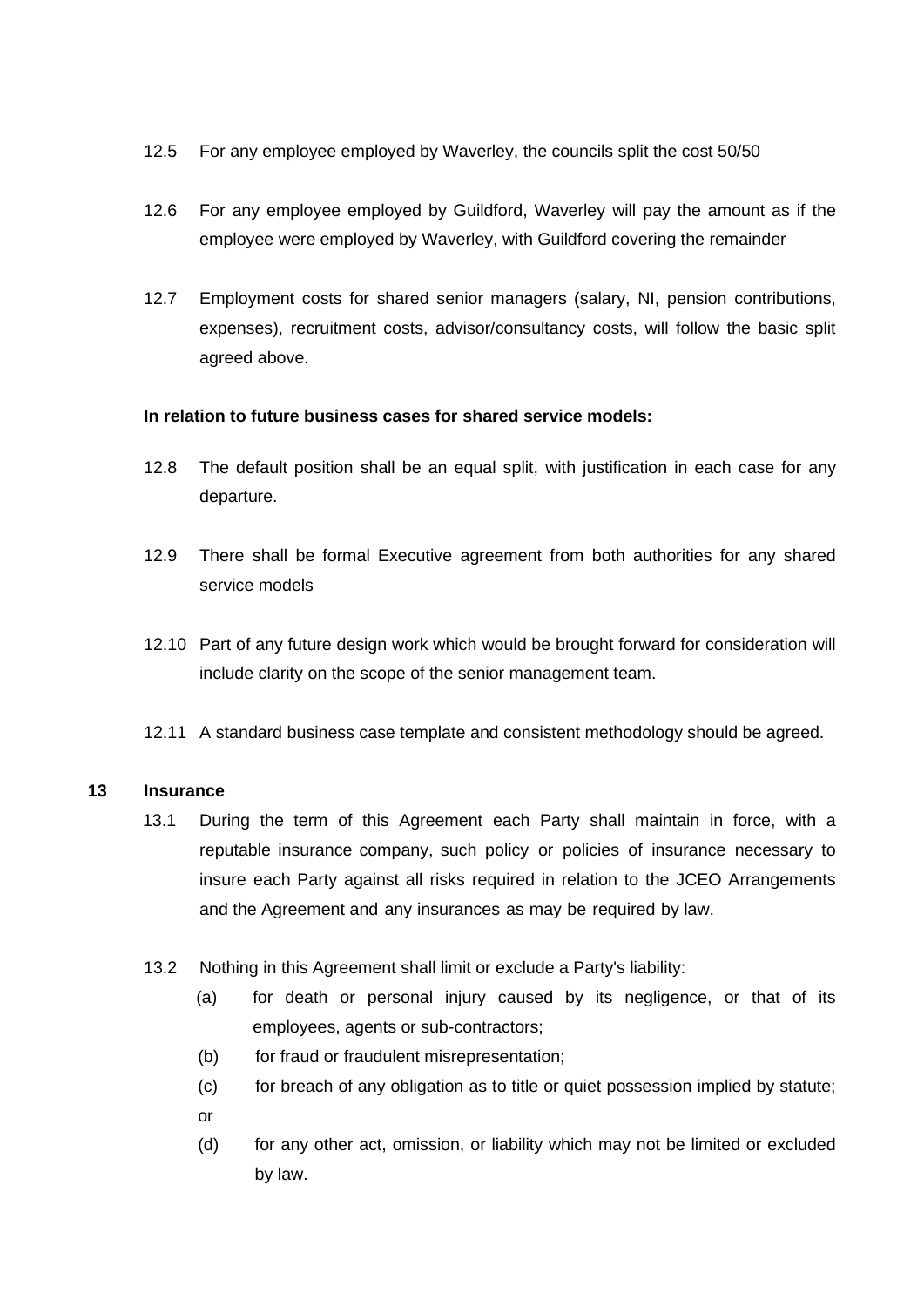12.5 For any employee employed by Waverley, the councils split the cost 50/50

12.6 For any employee employed by Guildford, Waverley will pay the amount as if the employee were employed by Waverley, with Guildford covering the remainder

12.7 Employment costs for shared senior managers (salary, NI, pension contributions, expenses), recruitment costs, advisor/consultancy costs, will follow the basic split agreed above.

**In relation to future business cases for shared service models:**

12.8 The default position shall be an equal split, with justification in each case for any departure.

12.9 There shall be formal Executive agreement from both authorities for any shared service models

12.10 Part of any future design work which would be brought forward for consideration will include clarity on the scope of the senior management team.

12.11 A standard business case template and consistent methodology should be agreed.

**13 Insurance**

13.1 During the term of this Agreement each Party shall maintain in force, with a reputable insurance company, such policy or policies of insurance necessary to insure each Party against all risks required in relation to the JCEO Arrangements and the Agreement and any insurances as may be required by law.

13.2 Nothing in this Agreement shall limit or exclude a Party's liability:

(a) for death or personal injury caused by its negligence, or that of its employees, agents or sub-contractors;

(b) for fraud or fraudulent misrepresentation;

(c) for breach of any obligation as to title or quiet possession implied by statute; or

(d) for any other act, omission, or liability which may not be limited or excluded by law.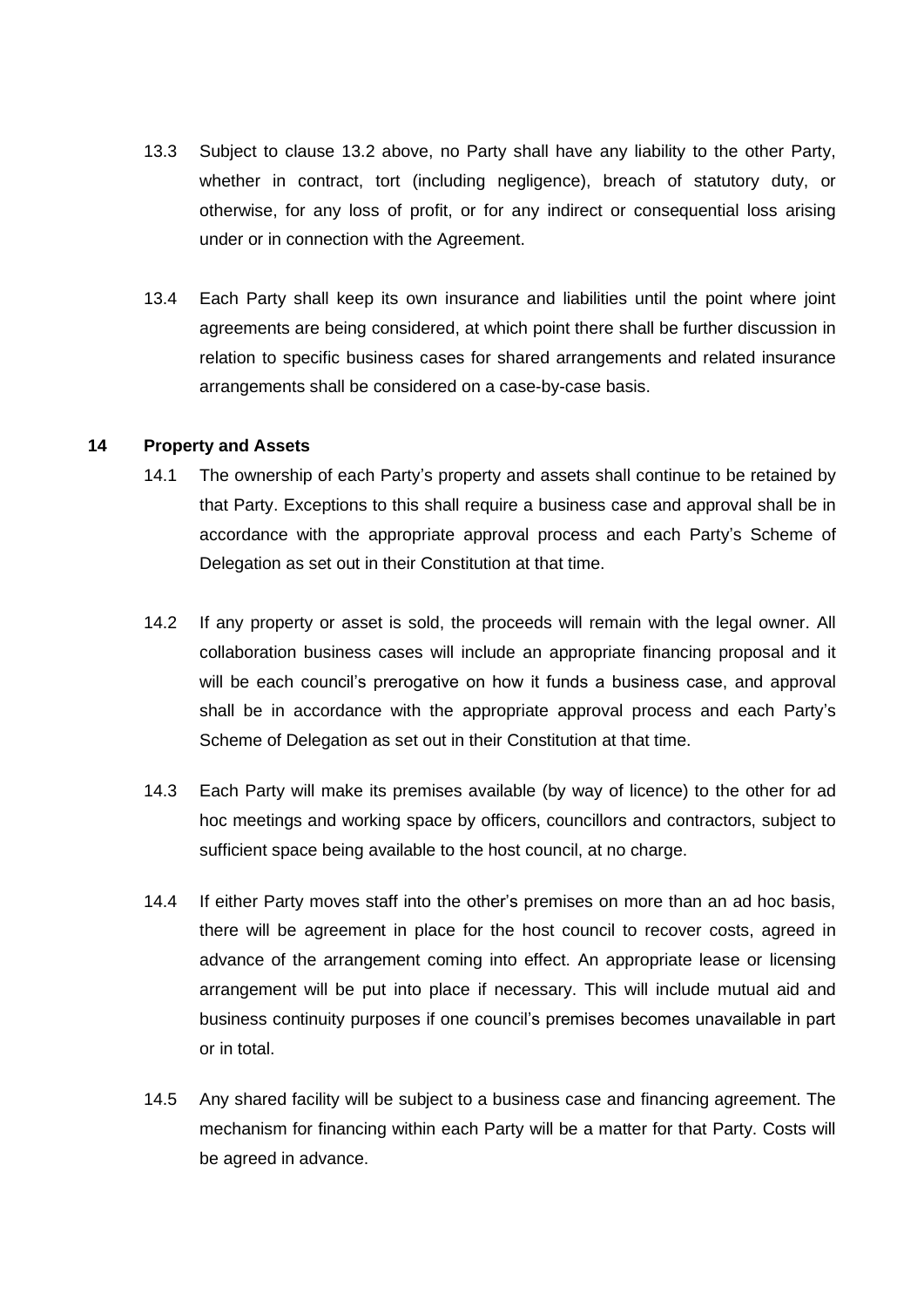13.3 Subject to clause 13.2 above, no Party shall have any liability to the other Party, whether in contract, tort (including negligence), breach of statutory duty, or otherwise, for any loss of profit, or for any indirect or consequential loss arising under or in connection with the Agreement.

13.4 Each Party shall keep its own insurance and liabilities until the point where joint agreements are being considered, at which point there shall be further discussion in relation to specific business cases for shared arrangements and related insurance arrangements shall be considered on a case-by-case basis.

**14 Property and Assets**

14.1 The ownership of each Party's property and assets shall continue to be retained by that Party. Exceptions to this shall require a business case and approval shall be in accordance with the appropriate approval process and each Party's Scheme of Delegation as set out in their Constitution at that time.

14.2 If any property or asset is sold, the proceeds will remain with the legal owner. All collaboration business cases will include an appropriate financing proposal and it will be each council's prerogative on how it funds a business case, and approval shall be in accordance with the appropriate approval process and each Party's Scheme of Delegation as set out in their Constitution at that time.

14.3 Each Party will make its premises available (by way of licence) to the other for ad hoc meetings and working space by officers, councillors and contractors, subject to sufficient space being available to the host council, at no charge.

14.4 If either Party moves staff into the other's premises on more than an ad hoc basis, there will be agreement in place for the host council to recover costs, agreed in advance of the arrangement coming into effect. An appropriate lease or licensing arrangement will be put into place if necessary. This will include mutual aid and business continuity purposes if one council's premises becomes unavailable in part or in total.

14.5 Any shared facility will be subject to a business case and financing agreement. The mechanism for financing within each Party will be a matter for that Party. Costs will be agreed in advance.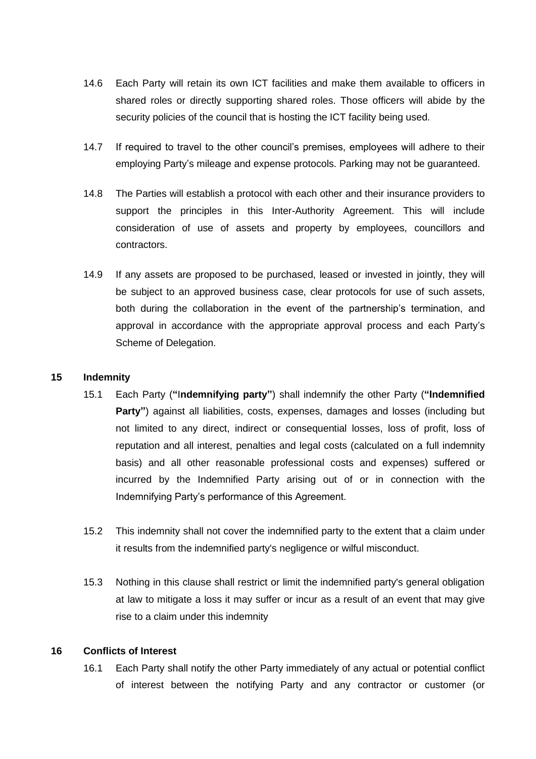14.6 Each Party will retain its own ICT facilities and make them available to officers in shared roles or directly supporting shared roles. Those officers will abide by the security policies of the council that is hosting the ICT facility being used.

14.7 If required to travel to the other council's premises, employees will adhere to their employing Party's mileage and expense protocols. Parking may not be guaranteed.

14.8 The Parties will establish a protocol with each other and their insurance providers to support the principles in this Inter-Authority Agreement. This will include consideration of use of assets and property by employees, councillors and contractors.

14.9 If any assets are proposed to be purchased, leased or invested in jointly, they will be subject to an approved business case, clear protocols for use of such assets, both during the collaboration in the event of the partnership's termination, and approval in accordance with the appropriate approval process and each Party's Scheme of Delegation.

**15 Indemnity**

15.1 Each Party (**"Indemnifying party"**) shall indemnify the other Party (**"Indemnified Party"**) against all liabilities, costs, expenses, damages and losses (including but not limited to any direct, indirect or consequential losses, loss of profit, loss of reputation and all interest, penalties and legal costs (calculated on a full indemnity basis) and all other reasonable professional costs and expenses) suffered or incurred by the Indemnified Party arising out of or in connection with the Indemnifying Party's performance of this Agreement.

15.2 This indemnity shall not cover the indemnified party to the extent that a claim under it results from the indemnified party's negligence or wilful misconduct.

15.3 Nothing in this clause shall restrict or limit the indemnified party's general obligation at law to mitigate a loss it may suffer or incur as a result of an event that may give rise to a claim under this indemnity

**16 Conflicts of Interest**

16.1 Each Party shall notify the other Party immediately of any actual or potential conflict of interest between the notifying Party and any contractor or customer (or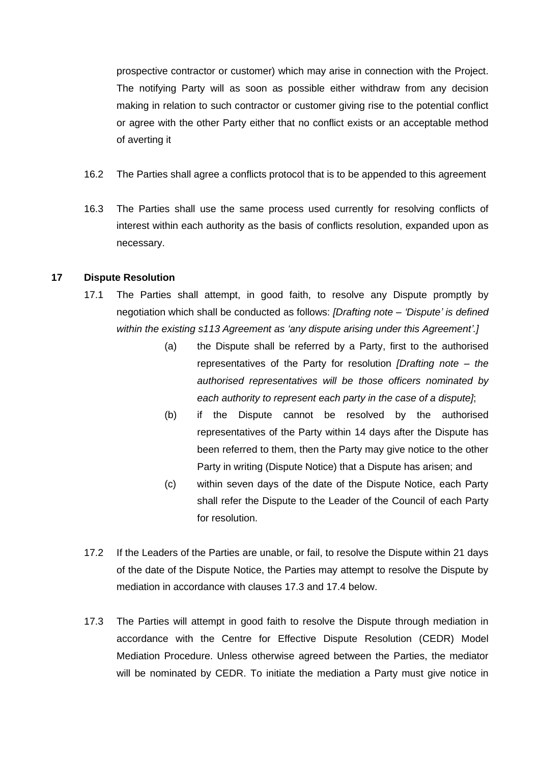prospective contractor or customer) which may arise in connection with the Project. The notifying Party will as soon as possible either withdraw from any decision making in relation to such contractor or customer giving rise to the potential conflict or agree with the other Party either that no conflict exists or an acceptable method of averting it

16.2 The Parties shall agree a conflicts protocol that is to be appended to this agreement

16.3 The Parties shall use the same process used currently for resolving conflicts of interest within each authority as the basis of conflicts resolution, expanded upon as necessary.

## 17 Dispute Resolution

17.1 The Parties shall attempt, in good faith, to resolve any Dispute promptly by negotiation which shall be conducted as follows: *[Drafting note – 'Dispute' is defined within the existing s113 Agreement as 'any dispute arising under this Agreement'.]*

(a) the Dispute shall be referred by a Party, first to the authorised representatives of the Party for resolution *[Drafting note – the authorised representatives will be those officers nominated by each authority to represent each party in the case of a dispute]*;

(b) if the Dispute cannot be resolved by the authorised representatives of the Party within 14 days after the Dispute has been referred to them, then the Party may give notice to the other Party in writing (Dispute Notice) that a Dispute has arisen; and

(c) within seven days of the date of the Dispute Notice, each Party shall refer the Dispute to the Leader of the Council of each Party for resolution.

17.2 If the Leaders of the Parties are unable, or fail, to resolve the Dispute within 21 days of the date of the Dispute Notice, the Parties may attempt to resolve the Dispute by mediation in accordance with clauses 17.3 and 17.4 below.

17.3 The Parties will attempt in good faith to resolve the Dispute through mediation in accordance with the Centre for Effective Dispute Resolution (CEDR) Model Mediation Procedure. Unless otherwise agreed between the Parties, the mediator will be nominated by CEDR. To initiate the mediation a Party must give notice in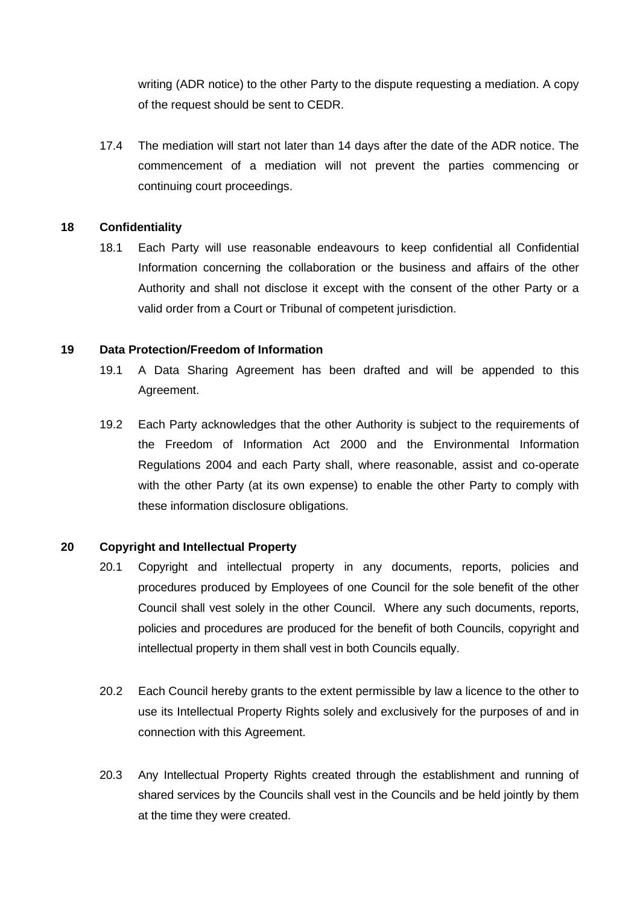writing (ADR notice) to the other Party to the dispute requesting a mediation. A copy of the request should be sent to CEDR.

17.4 The mediation will start not later than 14 days after the date of the ADR notice. The commencement of a mediation will not prevent the parties commencing or continuing court proceedings.

**18 Confidentiality**

18.1 Each Party will use reasonable endeavours to keep confidential all Confidential Information concerning the collaboration or the business and affairs of the other Authority and shall not disclose it except with the consent of the other Party or a valid order from a Court or Tribunal of competent jurisdiction.

**19 Data Protection/Freedom of Information**

19.1 A Data Sharing Agreement has been drafted and will be appended to this Agreement.

19.2 Each Party acknowledges that the other Authority is subject to the requirements of the Freedom of Information Act 2000 and the Environmental Information Regulations 2004 and each Party shall, where reasonable, assist and co-operate with the other Party (at its own expense) to enable the other Party to comply with these information disclosure obligations.

**20 Copyright and Intellectual Property**

20.1 Copyright and intellectual property in any documents, reports, policies and procedures produced by Employees of one Council for the sole benefit of the other Council shall vest solely in the other Council. Where any such documents, reports, policies and procedures are produced for the benefit of both Councils, copyright and intellectual property in them shall vest in both Councils equally.

20.2 Each Council hereby grants to the extent permissible by law a licence to the other to use its Intellectual Property Rights solely and exclusively for the purposes of and in connection with this Agreement.

20.3 Any Intellectual Property Rights created through the establishment and running of shared services by the Councils shall vest in the Councils and be held jointly by them at the time they were created.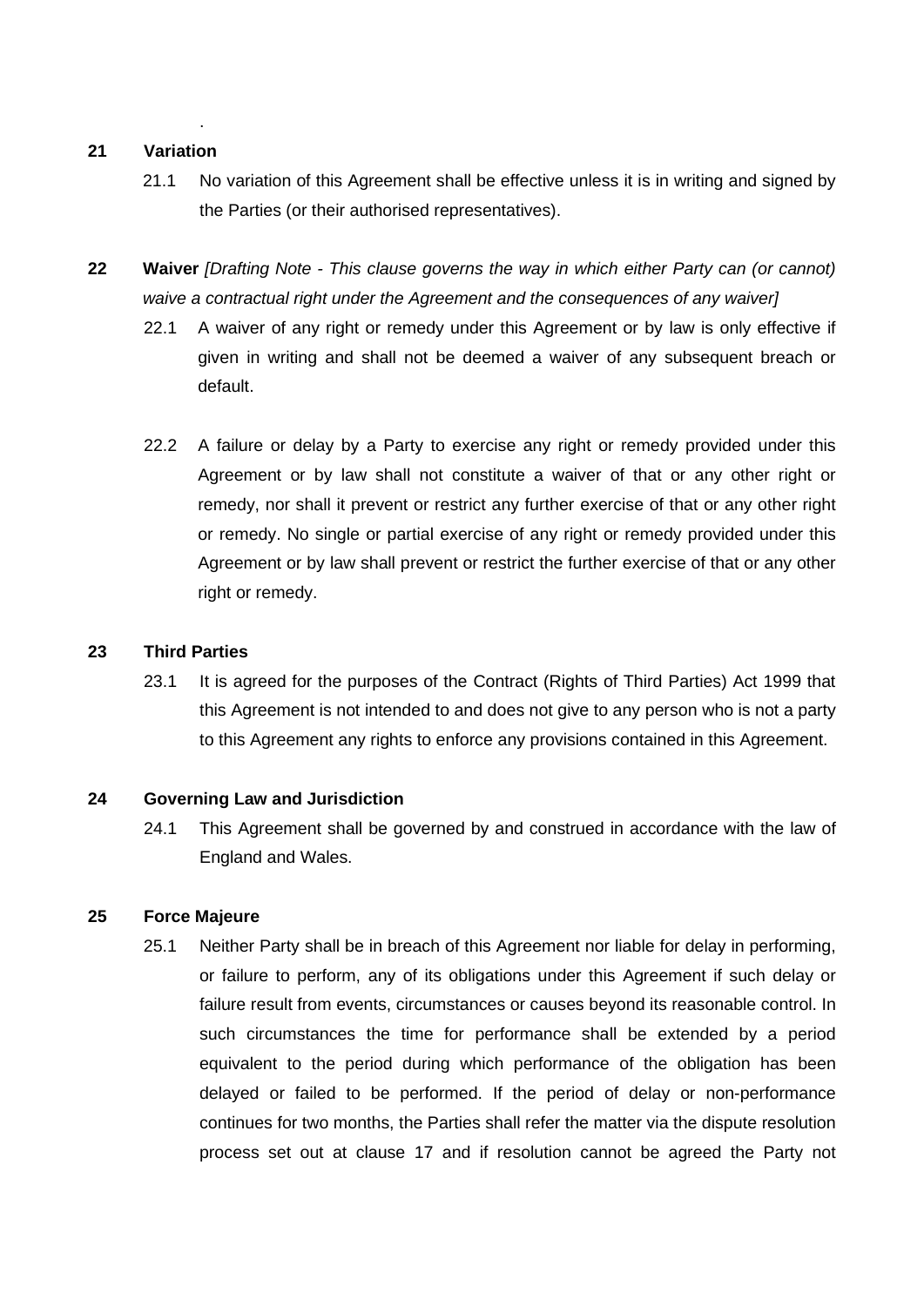.

## 21 Variation

21.1 No variation of this Agreement shall be effective unless it is in writing and signed by the Parties (or their authorised representatives).

## 22 Waiver *[Drafting Note - This clause governs the way in which either Party can (or cannot) waive a contractual right under the Agreement and the consequences of any waiver]*

22.1 A waiver of any right or remedy under this Agreement or by law is only effective if given in writing and shall not be deemed a waiver of any subsequent breach or default.

22.2 A failure or delay by a Party to exercise any right or remedy provided under this Agreement or by law shall not constitute a waiver of that or any other right or remedy, nor shall it prevent or restrict any further exercise of that or any other right or remedy. No single or partial exercise of any right or remedy provided under this Agreement or by law shall prevent or restrict the further exercise of that or any other right or remedy.

## 23 Third Parties

23.1 It is agreed for the purposes of the Contract (Rights of Third Parties) Act 1999 that this Agreement is not intended to and does not give to any person who is not a party to this Agreement any rights to enforce any provisions contained in this Agreement.

## 24 Governing Law and Jurisdiction

24.1 This Agreement shall be governed by and construed in accordance with the law of England and Wales.

## 25 Force Majeure

25.1 Neither Party shall be in breach of this Agreement nor liable for delay in performing, or failure to perform, any of its obligations under this Agreement if such delay or failure result from events, circumstances or causes beyond its reasonable control. In such circumstances the time for performance shall be extended by a period equivalent to the period during which performance of the obligation has been delayed or failed to be performed. If the period of delay or non-performance continues for two months, the Parties shall refer the matter via the dispute resolution process set out at clause 17 and if resolution cannot be agreed the Party not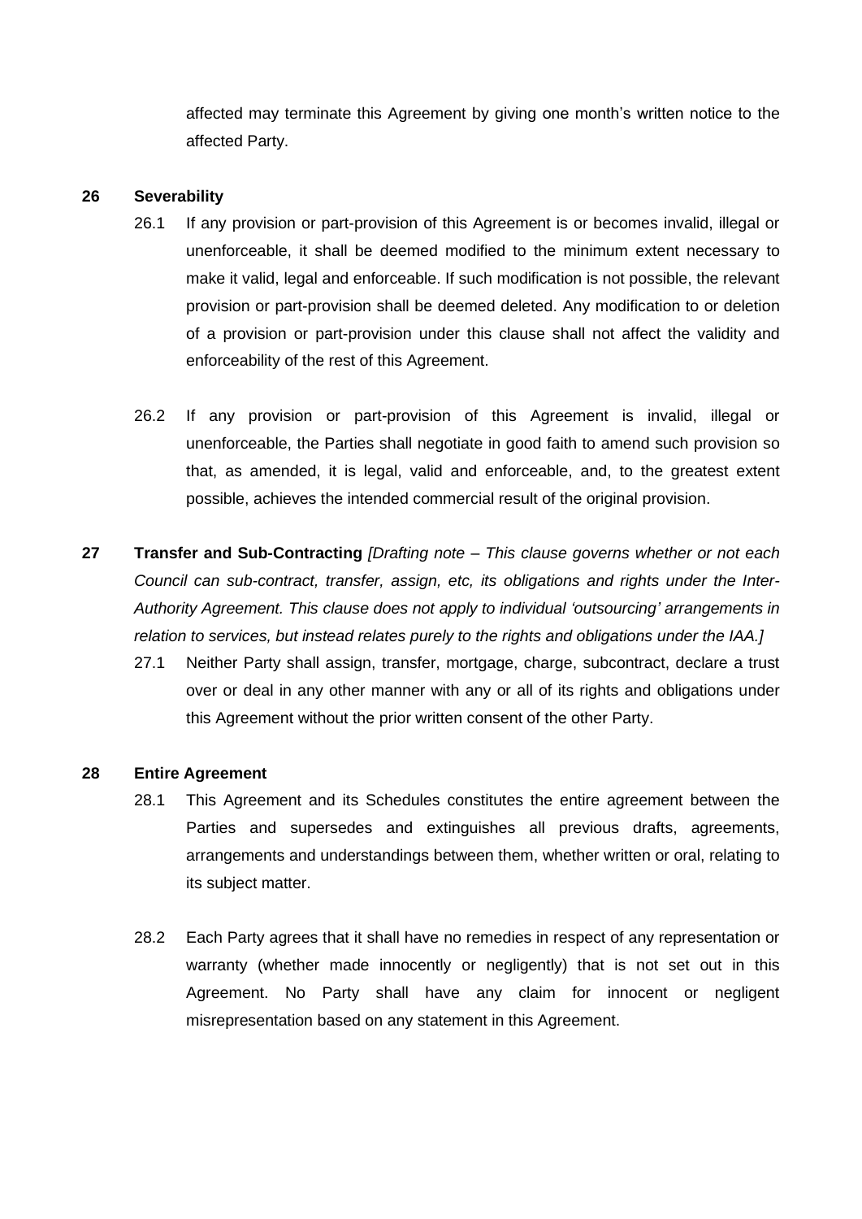affected may terminate this Agreement by giving one month's written notice to the affected Party.

**26 Severability**

26.1 If any provision or part-provision of this Agreement is or becomes invalid, illegal or unenforceable, it shall be deemed modified to the minimum extent necessary to make it valid, legal and enforceable. If such modification is not possible, the relevant provision or part-provision shall be deemed deleted. Any modification to or deletion of a provision or part-provision under this clause shall not affect the validity and enforceability of the rest of this Agreement.

26.2 If any provision or part-provision of this Agreement is invalid, illegal or unenforceable, the Parties shall negotiate in good faith to amend such provision so that, as amended, it is legal, valid and enforceable, and, to the greatest extent possible, achieves the intended commercial result of the original provision.

**27 Transfer and Sub-Contracting** *[Drafting note – This clause governs whether or not each Council can sub-contract, transfer, assign, etc, its obligations and rights under the Inter-Authority Agreement. This clause does not apply to individual 'outsourcing' arrangements in relation to services, but instead relates purely to the rights and obligations under the IAA.]*

27.1 Neither Party shall assign, transfer, mortgage, charge, subcontract, declare a trust over or deal in any other manner with any or all of its rights and obligations under this Agreement without the prior written consent of the other Party.

**28 Entire Agreement**

28.1 This Agreement and its Schedules constitutes the entire agreement between the Parties and supersedes and extinguishes all previous drafts, agreements, arrangements and understandings between them, whether written or oral, relating to its subject matter.

28.2 Each Party agrees that it shall have no remedies in respect of any representation or warranty (whether made innocently or negligently) that is not set out in this Agreement. No Party shall have any claim for innocent or negligent misrepresentation based on any statement in this Agreement.